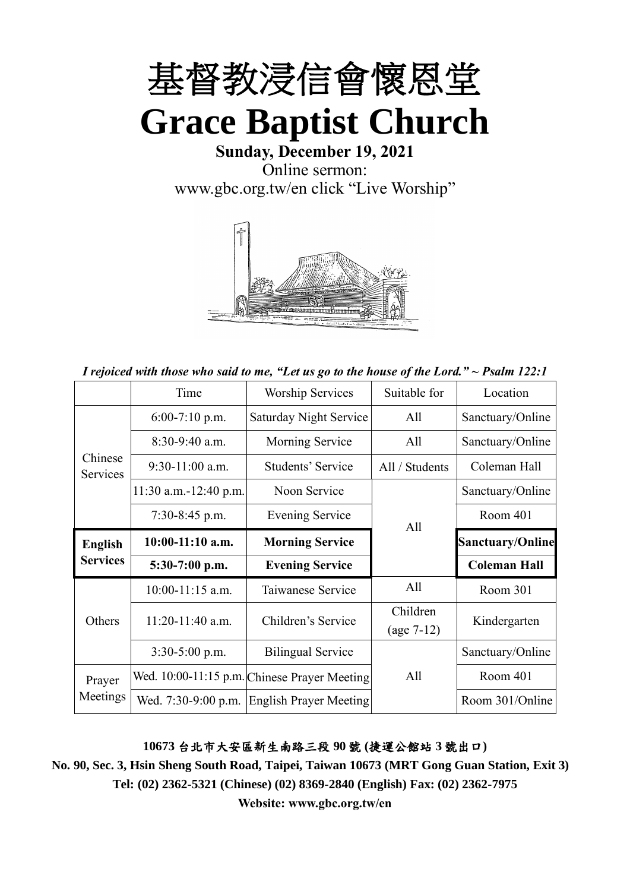# 基督教浸信會懷恩堂

# Grace Baptist Church

**Sunday, December 19, 2021**

Online sermon:
www.gbc.org.tw/en click "Live Worship"

*I rejoiced with those who said to me, "Let us go to the house of the Lord." ~ Psalm 122:1*

| | Time | Worship Services | Suitable for | Location |
|---|---|---|---|---|
| Chinese Services | 6:00-7:10 p.m. | Saturday Night Service | All | Sanctuary/Online |
| | 8:30-9:40 a.m. | Morning Service | All | Sanctuary/Online |
| | 9:30-11:00 a.m. | Students' Service | All / Students | Coleman Hall |
| | 11:30 a.m.-12:40 p.m. | Noon Service | All | Sanctuary/Online |
| | 7:30-8:45 p.m. | Evening Service | | Room 401 |
| **English Services** | **10:00-11:10 a.m.** | **Morning Service** | | **Sanctuary/Online** |
| | **5:30-7:00 p.m.** | **Evening Service** | | **Coleman Hall** |
| Others | 10:00-11:15 a.m. | Taiwanese Service | All | Room 301 |
| | 11:20-11:40 a.m. | Children's Service | Children (age 7-12) | Kindergarten |
| | 3:30-5:00 p.m. | Bilingual Service | All | Sanctuary/Online |
| Prayer Meetings | Wed. 10:00-11:15 p.m. | Chinese Prayer Meeting | | Room 401 |
| | Wed. 7:30-9:00 p.m. | English Prayer Meeting | | Room 301/Online |

**10673 台北市大安區新生南路三段 90 號 (捷運公館站 3 號出口)**

**No. 90, Sec. 3, Hsin Sheng South Road, Taipei, Taiwan 10673 (MRT Gong Guan Station, Exit 3)**

**Tel: (02) 2362-5321 (Chinese) (02) 8369-2840 (English) Fax: (02) 2362-7975**

**Website: www.gbc.org.tw/en**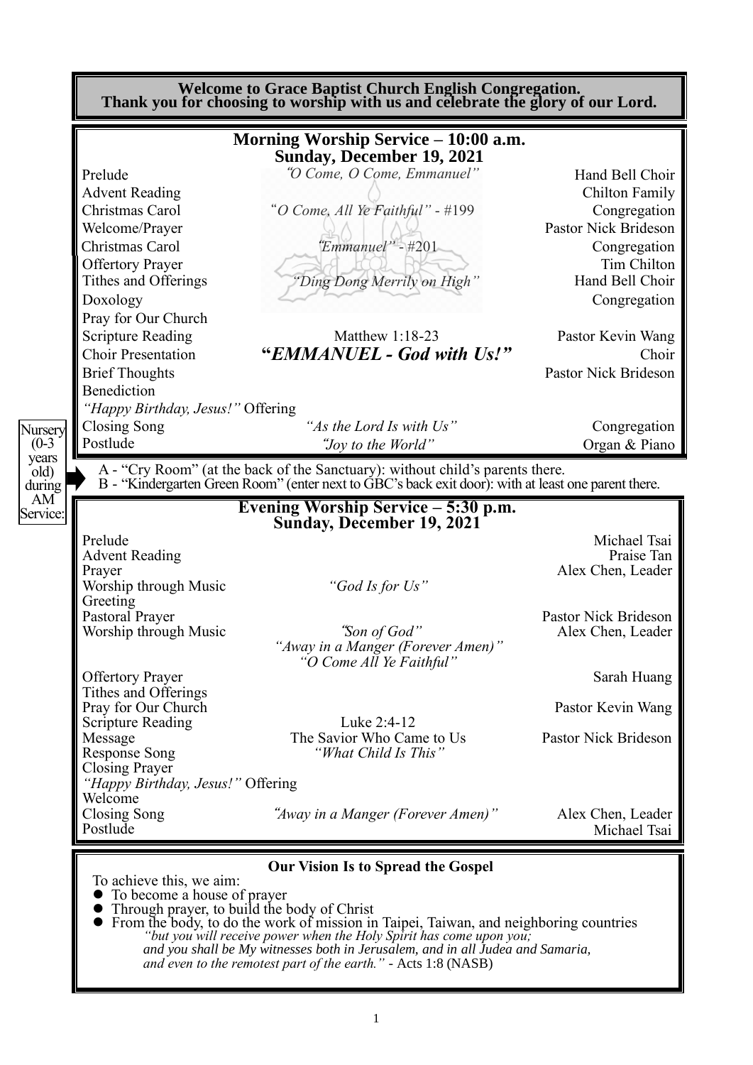**Welcome to Grace Baptist Church English Congregation.**
**Thank you for choosing to worship with us and celebrate the glory of our Lord.**

## Morning Worship Service – 10:00 a.m.
### Sunday, December 19, 2021

| | | |
|---|---|---|
| Prelude | *"O Come, O Come, Emmanuel"* | Hand Bell Choir |
| Advent Reading | | Chilton Family |
| Christmas Carol | *"O Come, All Ye Faithful"* - #199 | Congregation |
| Welcome/Prayer | | Pastor Nick Brideson |
| Christmas Carol | *"Emmanuel"* - #201 | Congregation |
| Offertory Prayer | | Tim Chilton |
| Tithes and Offerings | *"Ding Dong Merrily on High"* | Hand Bell Choir |
| Doxology | | Congregation |
| Pray for Our Church | | |
| Scripture Reading | Matthew 1:18-23 | Pastor Kevin Wang |
| Choir Presentation | ***"EMMANUEL - God with Us!"*** | Choir |
| Brief Thoughts | | Pastor Nick Brideson |
| Benediction | | |
| *"Happy Birthday, Jesus!"* Offering | | |
| Closing Song | *"As the Lord Is with Us"* | Congregation |
| Postlude | *"Joy to the World"* | Organ & Piano |

Nursery (0-3 years old) during AM Service:

A - "Cry Room" (at the back of the Sanctuary): without child's parents there.
B - "Kindergarten Green Room" (enter next to GBC's back exit door): with at least one parent there.

## Evening Worship Service – 5:30 p.m.
### Sunday, December 19, 2021

| | | |
|---|---|---|
| Prelude | | Michael Tsai |
| Advent Reading | | Praise Tan |
| Prayer | | Alex Chen, Leader |
| Worship through Music | *"God Is for Us"* | |
| Greeting | | |
| Pastoral Prayer | | Pastor Nick Brideson |
| Worship through Music | *"Son of God"*<br>*"Away in a Manger (Forever Amen)"*<br>*"O Come All Ye Faithful"* | Alex Chen, Leader |
| Offertory Prayer | | Sarah Huang |
| Tithes and Offerings | | |
| Pray for Our Church | | Pastor Kevin Wang |
| Scripture Reading | Luke 2:4-12 | |
| Message | The Savior Who Came to Us | Pastor Nick Brideson |
| Response Song | *"What Child Is This"* | |
| Closing Prayer | | |
| *"Happy Birthday, Jesus!"* Offering | | |
| Welcome | | |
| Closing Song | *"Away in a Manger (Forever Amen)"* | Alex Chen, Leader |
| Postlude | | Michael Tsai |

### Our Vision Is to Spread the Gospel

To achieve this, we aim:

- To become a house of prayer
- Through prayer, to build the body of Christ
- From the body, to do the work of mission in Taipei, Taiwan, and neighboring countries

*"but you will receive power when the Holy Spirit has come upon you; and you shall be My witnesses both in Jerusalem, and in all Judea and Samaria, and even to the remotest part of the earth."* - Acts 1:8 (NASB)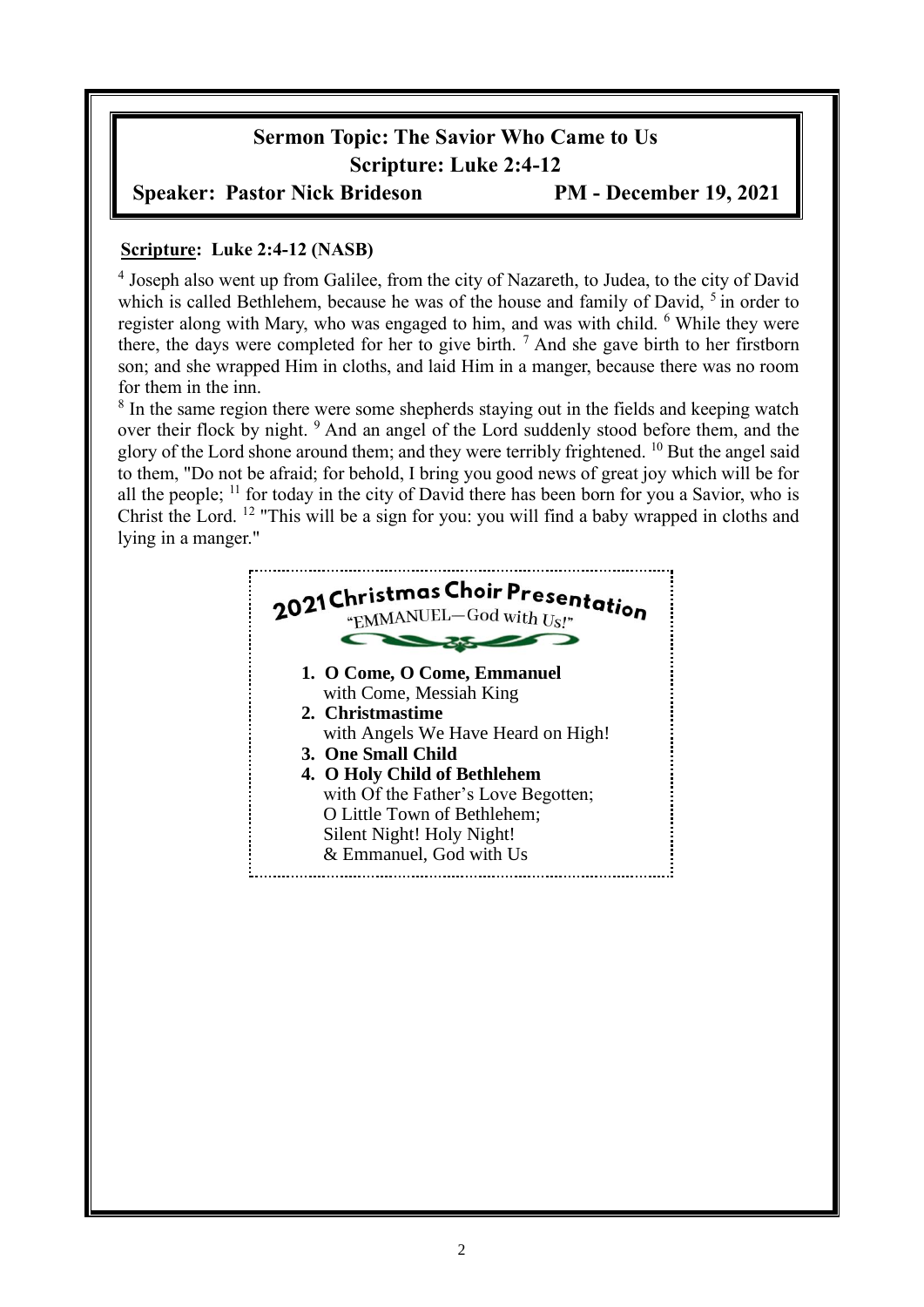**Sermon Topic: The Savior Who Came to Us**
**Scripture: Luke 2:4-12**
**Speaker: Pastor Nick Brideson PM - December 19, 2021**

**Scripture: Luke 2:4-12 (NASB)**

4 Joseph also went up from Galilee, from the city of Nazareth, to Judea, to the city of David which is called Bethlehem, because he was of the house and family of David, 5 in order to register along with Mary, who was engaged to him, and was with child. 6 While they were there, the days were completed for her to give birth. 7 And she gave birth to her firstborn son; and she wrapped Him in cloths, and laid Him in a manger, because there was no room for them in the inn.

8 In the same region there were some shepherds staying out in the fields and keeping watch over their flock by night. 9 And an angel of the Lord suddenly stood before them, and the glory of the Lord shone around them; and they were terribly frightened. 10 But the angel said to them, "Do not be afraid; for behold, I bring you good news of great joy which will be for all the people; 11 for today in the city of David there has been born for you a Savior, who is Christ the Lord. 12 "This will be a sign for you: you will find a baby wrapped in cloths and lying in a manger."

## 2021 Christmas Choir Presentation

"EMMANUEL—God with Us!"

1. **O Come, O Come, Emmanuel**
   with Come, Messiah King
2. **Christmastime**
   with Angels We Have Heard on High!
3. **One Small Child**
4. **O Holy Child of Bethlehem**
   with Of the Father's Love Begotten;
   O Little Town of Bethlehem;
   Silent Night! Holy Night!
   & Emmanuel, God with Us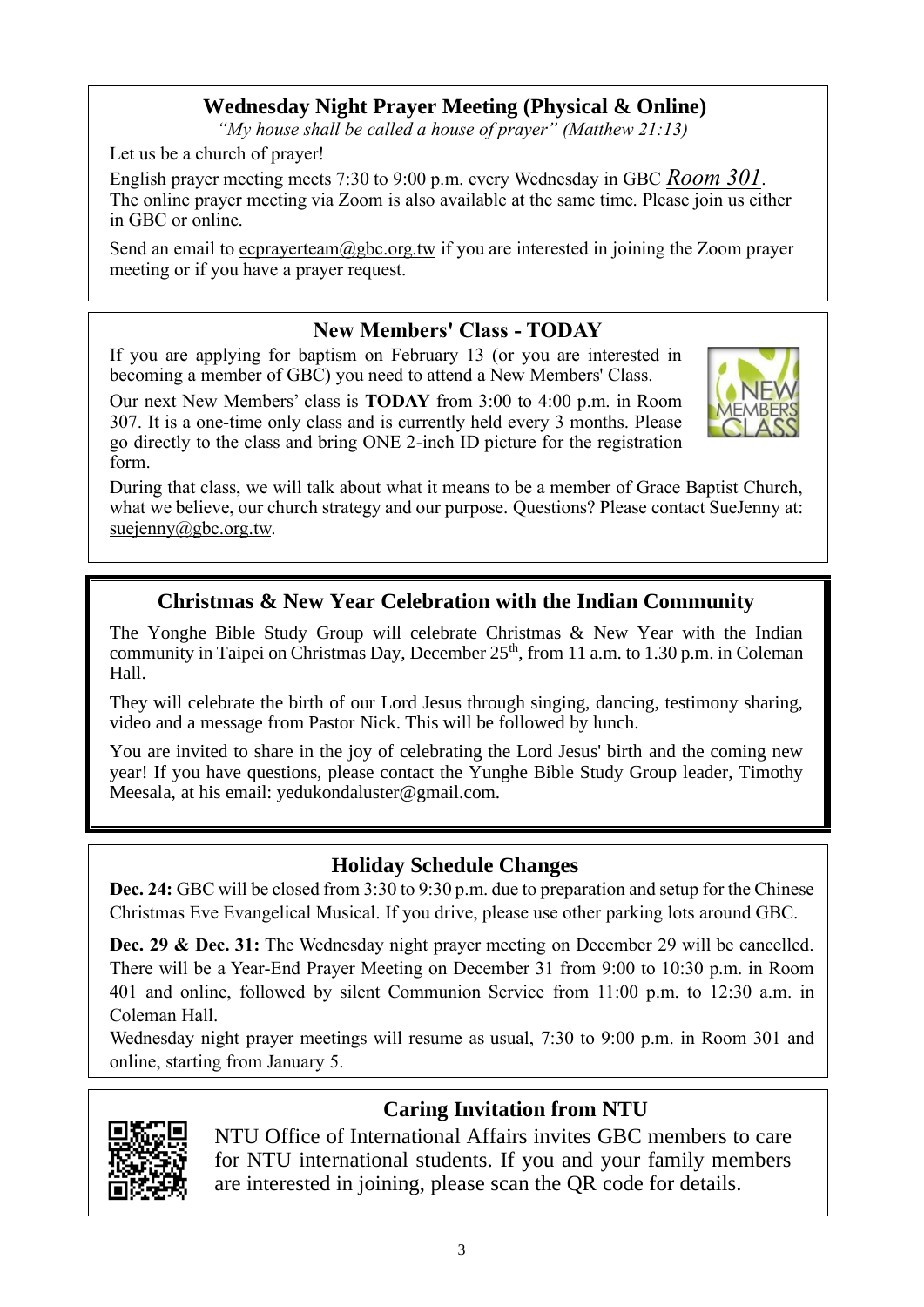## Wednesday Night Prayer Meeting (Physical & Online)

*"My house shall be called a house of prayer" (Matthew 21:13)*

Let us be a church of prayer!

English prayer meeting meets 7:30 to 9:00 p.m. every Wednesday in GBC *Room 301*. The online prayer meeting via Zoom is also available at the same time. Please join us either in GBC or online.

Send an email to ecprayerteam@gbc.org.tw if you are interested in joining the Zoom prayer meeting or if you have a prayer request.

## New Members' Class - TODAY

If you are applying for baptism on February 13 (or you are interested in becoming a member of GBC) you need to attend a New Members' Class.

Our next New Members' class is **TODAY** from 3:00 to 4:00 p.m. in Room 307. It is a one-time only class and is currently held every 3 months. Please go directly to the class and bring ONE 2-inch ID picture for the registration form.

During that class, we will talk about what it means to be a member of Grace Baptist Church, what we believe, our church strategy and our purpose. Questions? Please contact SueJenny at: suejenny@gbc.org.tw.

## Christmas & New Year Celebration with the Indian Community

The Yonghe Bible Study Group will celebrate Christmas & New Year with the Indian community in Taipei on Christmas Day, December 25th, from 11 a.m. to 1.30 p.m. in Coleman Hall.

They will celebrate the birth of our Lord Jesus through singing, dancing, testimony sharing, video and a message from Pastor Nick. This will be followed by lunch.

You are invited to share in the joy of celebrating the Lord Jesus' birth and the coming new year! If you have questions, please contact the Yunghe Bible Study Group leader, Timothy Meesala, at his email: yedukondaluster@gmail.com.

## Holiday Schedule Changes

**Dec. 24:** GBC will be closed from 3:30 to 9:30 p.m. due to preparation and setup for the Chinese Christmas Eve Evangelical Musical. If you drive, please use other parking lots around GBC.

**Dec. 29 & Dec. 31:** The Wednesday night prayer meeting on December 29 will be cancelled. There will be a Year-End Prayer Meeting on December 31 from 9:00 to 10:30 p.m. in Room 401 and online, followed by silent Communion Service from 11:00 p.m. to 12:30 a.m. in Coleman Hall.

Wednesday night prayer meetings will resume as usual, 7:30 to 9:00 p.m. in Room 301 and online, starting from January 5.

## Caring Invitation from NTU

NTU Office of International Affairs invites GBC members to care for NTU international students. If you and your family members are interested in joining, please scan the QR code for details.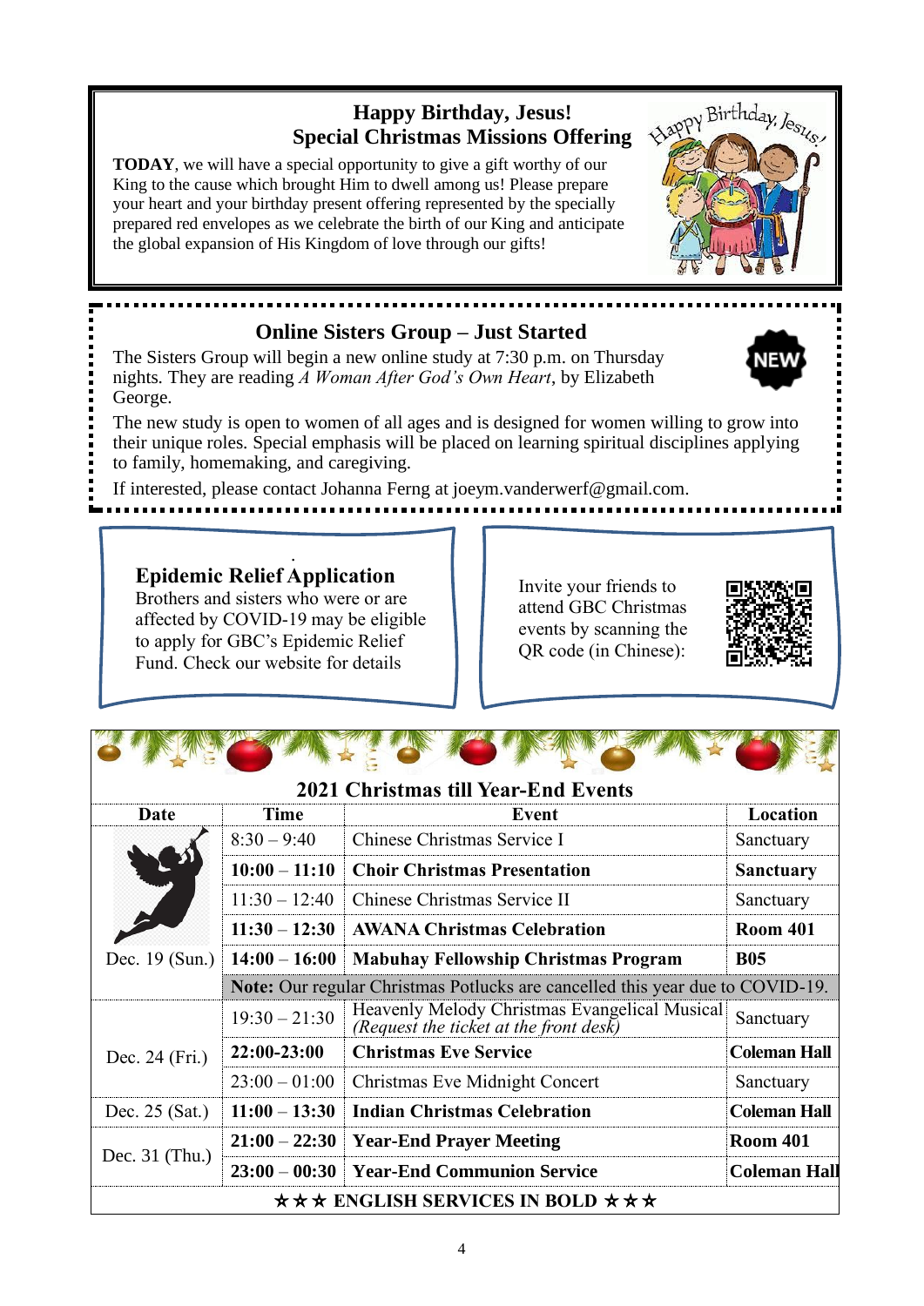## Happy Birthday, Jesus!
## Special Christmas Missions Offering

**TODAY**, we will have a special opportunity to give a gift worthy of our King to the cause which brought Him to dwell among us! Please prepare your heart and your birthday present offering represented by the specially prepared red envelopes as we celebrate the birth of our King and anticipate the global expansion of His Kingdom of love through our gifts!

## Online Sisters Group – Just Started

NEW

The Sisters Group will begin a new online study at 7:30 p.m. on Thursday nights. They are reading *A Woman After God's Own Heart*, by Elizabeth George.

The new study is open to women of all ages and is designed for women willing to grow into their unique roles. Special emphasis will be placed on learning spiritual disciplines applying to family, homemaking, and caregiving.

If interested, please contact Johanna Ferng at joeym.vanderwerf@gmail.com.

## Epidemic Relief Application

Brothers and sisters who were or are affected by COVID-19 may be eligible to apply for GBC's Epidemic Relief Fund. Check our website for details

Invite your friends to attend GBC Christmas events by scanning the QR code (in Chinese):

## 2021 Christmas till Year-End Events

| Date | Time | Event | Location |
|---|---|---|---|
| Dec. 19 (Sun.) | 8:30 – 9:40 | Chinese Christmas Service I | Sanctuary |
| | **10:00 – 11:10** | **Choir Christmas Presentation** | **Sanctuary** |
| | 11:30 – 12:40 | Chinese Christmas Service II | Sanctuary |
| | **11:30 – 12:30** | **AWANA Christmas Celebration** | **Room 401** |
| | **14:00 – 16:00** | **Mabuhay Fellowship Christmas Program** | **B05** |
| | **Note:** Our regular Christmas Potlucks are cancelled this year due to COVID-19. | | |
| Dec. 24 (Fri.) | 19:30 – 21:30 | Heavenly Melody Christmas Evangelical Musical *(Request the ticket at the front desk)* | Sanctuary |
| | **22:00-23:00** | **Christmas Eve Service** | **Coleman Hall** |
| | 23:00 – 01:00 | Christmas Eve Midnight Concert | Sanctuary |
| Dec. 25 (Sat.) | **11:00 – 13:30** | **Indian Christmas Celebration** | **Coleman Hall** |
| Dec. 31 (Thu.) | **21:00 – 22:30** | **Year-End Prayer Meeting** | **Room 401** |
| | **23:00 – 00:30** | **Year-End Communion Service** | **Coleman Hall** |

★★★ ENGLISH SERVICES IN BOLD ★★★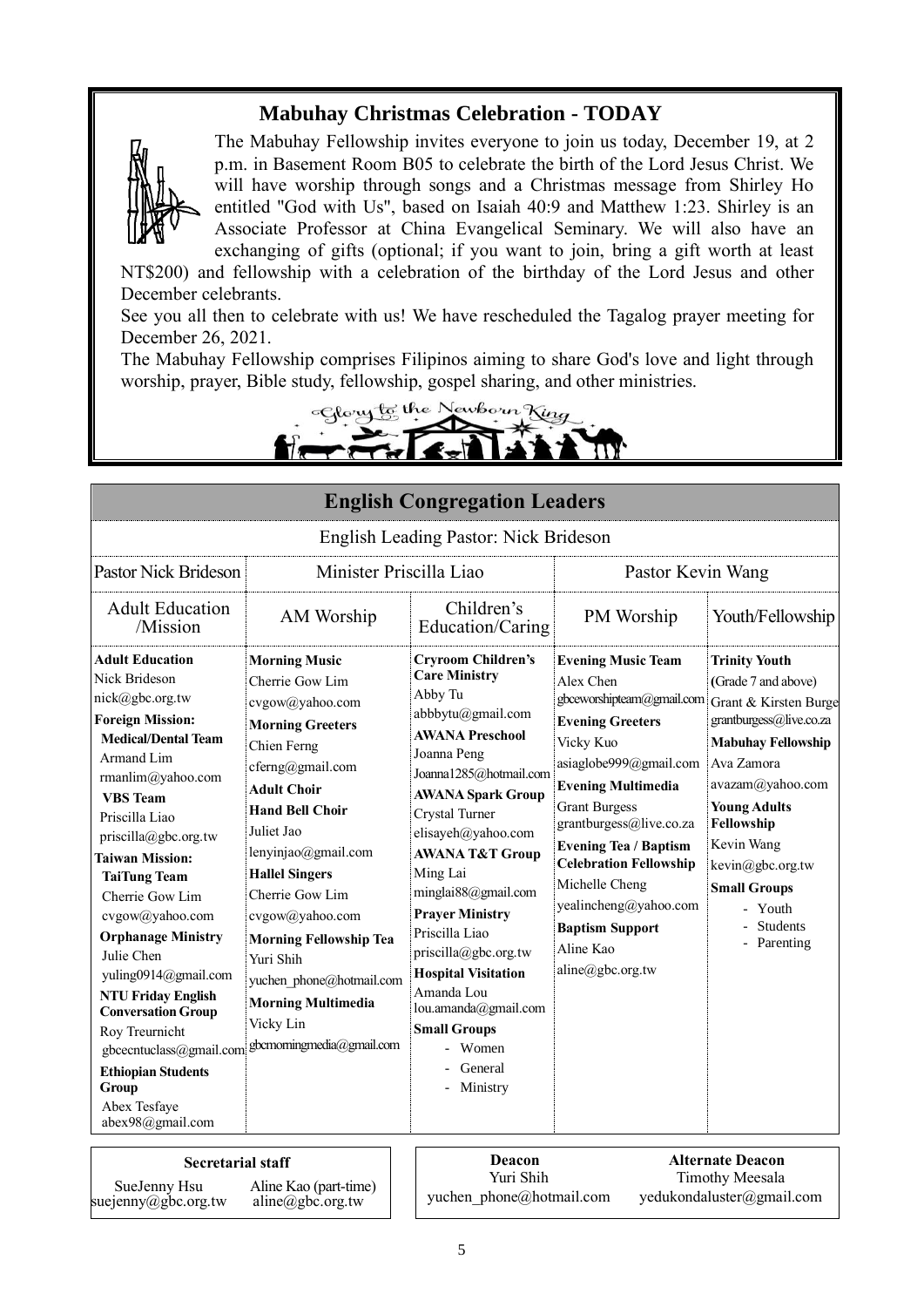## Mabuhay Christmas Celebration - TODAY

The Mabuhay Fellowship invites everyone to join us today, December 19, at 2 p.m. in Basement Room B05 to celebrate the birth of the Lord Jesus Christ. We will have worship through songs and a Christmas message from Shirley Ho entitled "God with Us", based on Isaiah 40:9 and Matthew 1:23. Shirley is an Associate Professor at China Evangelical Seminary. We will also have an exchanging of gifts (optional; if you want to join, bring a gift worth at least NT$200) and fellowship with a celebration of the birthday of the Lord Jesus and other December celebrants.

See you all then to celebrate with us! We have rescheduled the Tagalog prayer meeting for December 26, 2021.

The Mabuhay Fellowship comprises Filipinos aiming to share God's love and light through worship, prayer, Bible study, fellowship, gospel sharing, and other ministries.

Glory to the Newborn King

## English Congregation Leaders

English Leading Pastor: Nick Brideson

| Pastor Nick Brideson | Minister Priscilla Liao | | Pastor Kevin Wang | |
|---|---|---|---|---|
| Adult Education /Mission | AM Worship | Children's Education/Caring | PM Worship | Youth/Fellowship |
| **Adult Education**<br>Nick Brideson<br>nick@gbc.org.tw<br>**Foreign Mission:**<br>**Medical/Dental Team**<br>Armand Lim<br>rmanlim@yahoo.com<br>**VBS Team**<br>Priscilla Liao<br>priscilla@gbc.org.tw<br>**Taiwan Mission:**<br>**TaiTung Team**<br>Cherrie Gow Lim<br>cvgow@yahoo.com<br>**Orphanage Ministry**<br>Julie Chen<br>yuling0914@gmail.com<br>**NTU Friday English Conversation Group**<br>Roy Treurnicht<br>gbcecntuclass@gmail.com<br>**Ethiopian Students Group**<br>Abex Tesfaye<br>abex98@gmail.com | **Morning Music**<br>Cherrie Gow Lim<br>cvgow@yahoo.com<br>**Morning Greeters**<br>Chien Ferng<br>cferng@gmail.com<br>**Adult Choir**<br>**Hand Bell Choir**<br>Juliet Jao<br>lenyinjao@gmail.com<br>**Hallel Singers**<br>Cherrie Gow Lim<br>cvgow@yahoo.com<br>**Morning Fellowship Tea**<br>Yuri Shih<br>yuchen_phone@hotmail.com<br>**Morning Multimedia**<br>Vicky Lin<br>gbcmorningmedia@gmail.com | **Cryroom Children's Care Ministry**<br>Abby Tu<br>abbbytu@gmail.com<br>**AWANA Preschool**<br>Joanna Peng<br>Joanna1285@hotmail.com<br>**AWANA Spark Group**<br>Crystal Turner<br>elisayeh@yahoo.com<br>**AWANA T&T Group**<br>Ming Lai<br>minglai88@gmail.com<br>**Prayer Ministry**<br>Priscilla Liao<br>priscilla@gbc.org.tw<br>**Hospital Visitation**<br>Amanda Lou<br>lou.amanda@gmail.com<br>**Small Groups**<br>- Women<br>- General<br>- Ministry | **Evening Music Team**<br>Alex Chen<br>gbceworshipteam@gmail.com<br>**Evening Greeters**<br>Vicky Kuo<br>asiaglobe999@gmail.com<br>**Evening Multimedia**<br>Grant Burgess<br>grantburgess@live.co.za<br>**Evening Tea / Baptism Celebration Fellowship**<br>Michelle Cheng<br>yealincheng@yahoo.com<br>**Baptism Support**<br>Aline Kao<br>aline@gbc.org.tw | **Trinity Youth**<br>(Grade 7 and above)<br>Grant & Kirsten Burgess<br>grantburgess@live.co.za<br>**Mabuhay Fellowship**<br>Ava Zamora<br>avazam@yahoo.com<br>**Young Adults Fellowship**<br>Kevin Wang<br>kevin@gbc.org.tw<br>**Small Groups**<br>- Youth<br>- Students<br>- Parenting |

| Secretarial staff | |
|---|---|
| SueJenny Hsu<br>suejenny@gbc.org.tw | Aline Kao (part-time)<br>aline@gbc.org.tw |

| Deacon | Alternate Deacon |
|---|---|
| Yuri Shih<br>yuchen_phone@hotmail.com | Timothy Meesala<br>yedukondaluster@gmail.com |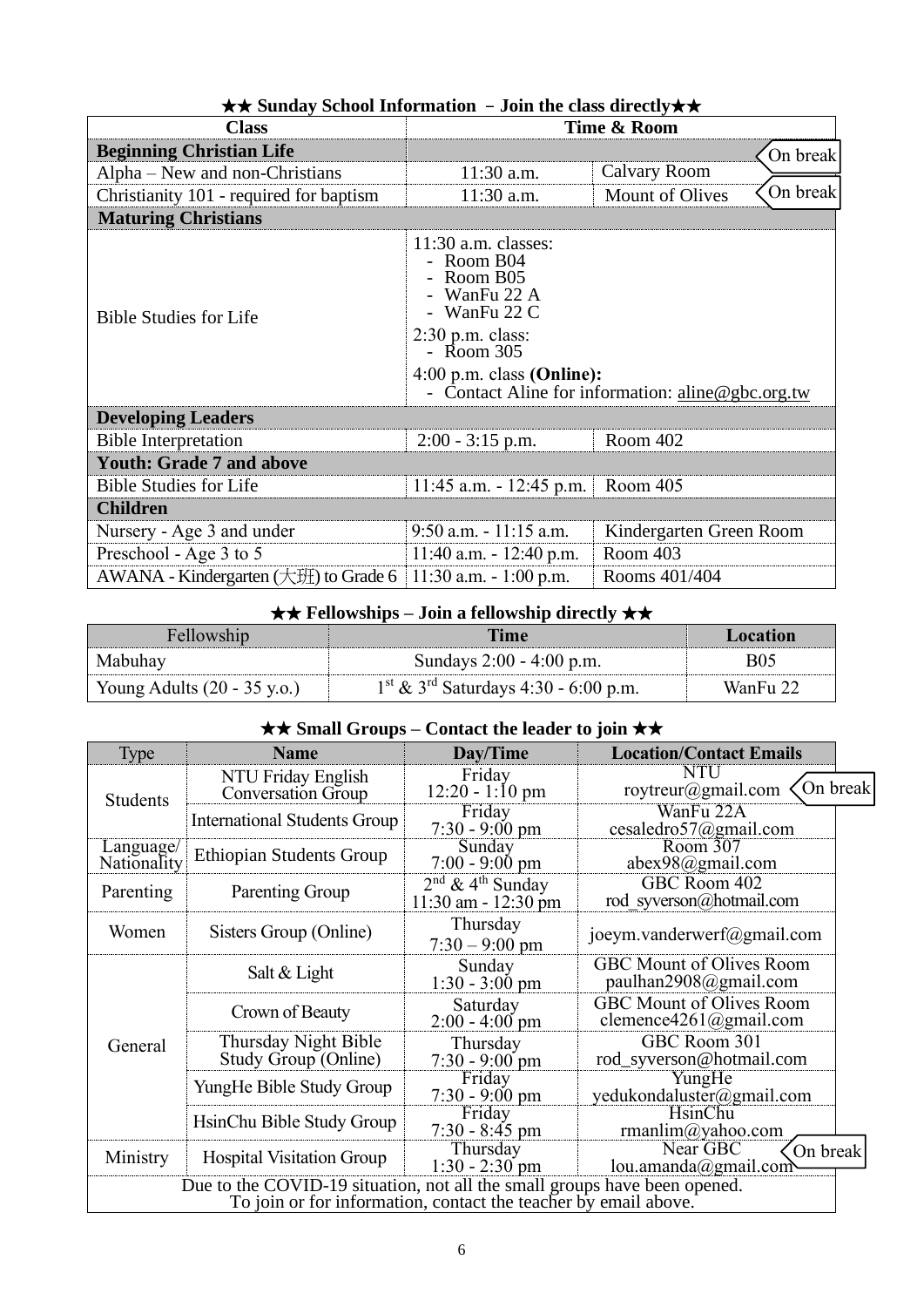### ★★ Sunday School Information – Join the class directly★★

| Class | Time & Room | |
|---|---|---|
| **Beginning Christian Life** | | On break |
| Alpha – New and non-Christians | 11:30 a.m. | Calvary Room |
| Christianity 101 - required for baptism | 11:30 a.m. | Mount of Olives (On break) |
| **Maturing Christians** | | |
| Bible Studies for Life | 11:30 a.m. classes:<br>- Room B04<br>- Room B05<br>- WanFu 22 A<br>- WanFu 22 C<br>2:30 p.m. class:<br>- Room 305<br>4:00 p.m. class **(Online):**<br>- Contact Aline for information: aline@gbc.org.tw | |
| **Developing Leaders** | | |
| Bible Interpretation | 2:00 - 3:15 p.m. | Room 402 |
| **Youth: Grade 7 and above** | | |
| Bible Studies for Life | 11:45 a.m. - 12:45 p.m. | Room 405 |
| **Children** | | |
| Nursery - Age 3 and under | 9:50 a.m. - 11:15 a.m. | Kindergarten Green Room |
| Preschool - Age 3 to 5 | 11:40 a.m. - 12:40 p.m. | Room 403 |
| AWANA - Kindergarten (大班) to Grade 6 | 11:30 a.m. - 1:00 p.m. | Rooms 401/404 |

### ★★ Fellowships – Join a fellowship directly ★★

| Fellowship | Time | Location |
|---|---|---|
| Mabuhay | Sundays 2:00 - 4:00 p.m. | B05 |
| Young Adults (20 - 35 y.o.) | 1st & 3rd Saturdays 4:30 - 6:00 p.m. | WanFu 22 |

### ★★ Small Groups – Contact the leader to join ★★

| Type | Name | Day/Time | Location/Contact Emails |
|---|---|---|---|
| Students | NTU Friday English Conversation Group | Friday 12:20 - 1:10 pm | NTU roytreur@gmail.com (On break) |
| | International Students Group | Friday 7:30 - 9:00 pm | WanFu 22A cesaledro57@gmail.com |
| Language/ Nationality | Ethiopian Students Group | Sunday 7:00 - 9:00 pm | Room 307 abex98@gmail.com |
| Parenting | Parenting Group | 2nd & 4th Sunday 11:30 am - 12:30 pm | GBC Room 402 rod_syverson@hotmail.com |
| Women | Sisters Group (Online) | Thursday 7:30 – 9:00 pm | joeym.vanderwerf@gmail.com |
| General | Salt & Light | Sunday 1:30 - 3:00 pm | GBC Mount of Olives Room paulhan2908@gmail.com |
| | Crown of Beauty | Saturday 2:00 - 4:00 pm | GBC Mount of Olives Room clemence4261@gmail.com |
| | Thursday Night Bible Study Group (Online) | Thursday 7:30 - 9:00 pm | GBC Room 301 rod_syverson@hotmail.com |
| | YungHe Bible Study Group | Friday 7:30 - 9:00 pm | YungHe yedukondaluster@gmail.com |
| | HsinChu Bible Study Group | Friday 7:30 - 8:45 pm | HsinChu rmanlim@yahoo.com |
| Ministry | Hospital Visitation Group | Thursday 1:30 - 2:30 pm | Near GBC lou.amanda@gmail.com (On break) |

Due to the COVID-19 situation, not all the small groups have been opened.
To join or for information, contact the teacher by email above.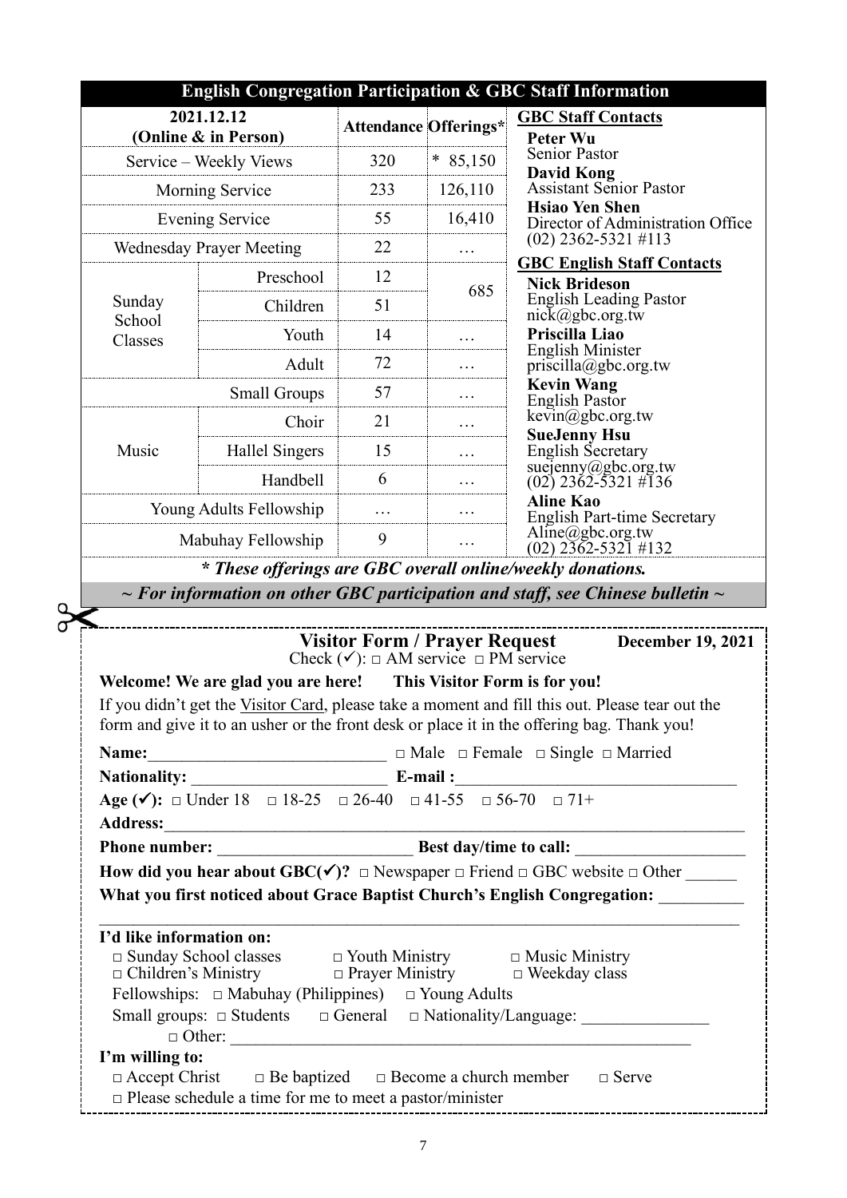## English Congregation Participation & GBC Staff Information

| 2021.12.12 (Online & in Person) | | Attendance | Offerings* |
|---|---|---|---|
| Service – Weekly Views | | 320 | * 85,150 |
| Morning Service | | 233 | 126,110 |
| Evening Service | | 55 | 16,410 |
| Wednesday Prayer Meeting | | 22 | … |
| Sunday School Classes | Preschool | 12 | 685 |
| | Children | 51 | |
| | Youth | 14 | … |
| | Adult | 72 | … |
| Small Groups | | 57 | … |
| Music | Choir | 21 | … |
| | Hallel Singers | 15 | … |
| | Handbell | 6 | … |
| Young Adults Fellowship | | … | … |
| Mabuhay Fellowship | | 9 | … |

**GBC Staff Contacts**

**Peter Wu**
Senior Pastor

**David Kong**
Assistant Senior Pastor

**Hsiao Yen Shen**
Director of Administration Office
(02) 2362-5321 #113

**GBC English Staff Contacts**

**Nick Brideson**
English Leading Pastor
nick@gbc.org.tw

**Priscilla Liao**
English Minister
priscilla@gbc.org.tw

**Kevin Wang**
English Pastor
kevin@gbc.org.tw

**SueJenny Hsu**
English Secretary
suejenny@gbc.org.tw
(02) 2362-5321 #136

**Aline Kao**
English Part-time Secretary
Aline@gbc.org.tw
(02) 2362-5321 #132

***\* These offerings are GBC overall online/weekly donations.***

***~ For information on other GBC participation and staff, see Chinese bulletin ~***

---

### Visitor Form / Prayer Request

**December 19, 2021**

Check (✓): □ AM service □ PM service

**Welcome! We are glad you are here! This Visitor Form is for you!**

If you didn't get the Visitor Card, please take a moment and fill this out. Please tear out the form and give it to an usher or the front desk or place it in the offering bag. Thank you!

**Name:**____________________________ □ Male □ Female □ Single □ Married

**Nationality:** _______________________ **E-mail :**________________________________

**Age (✓):** □ Under 18 □ 18-25 □ 26-40 □ 41-55 □ 56-70 □ 71+

**Address:**___________________________________________________________________

**Phone number:** ______________________ **Best day/time to call:** ___________________

**How did you hear about GBC(✓)?** □ Newspaper □ Friend □ GBC website □ Other ______

**What you first noticed about Grace Baptist Church's English Congregation:** __________

_____________________________________________________________________________

**I'd like information on:**

□ Sunday School classes □ Youth Ministry □ Music Ministry
□ Children's Ministry □ Prayer Ministry □ Weekday class

Fellowships: □ Mabuhay (Philippines) □ Young Adults

Small groups: □ Students □ General □ Nationality/Language: _______________

□ Other: ________________________________________________________

**I'm willing to:**

□ Accept Christ □ Be baptized □ Become a church member □ Serve

□ Please schedule a time for me to meet a pastor/minister